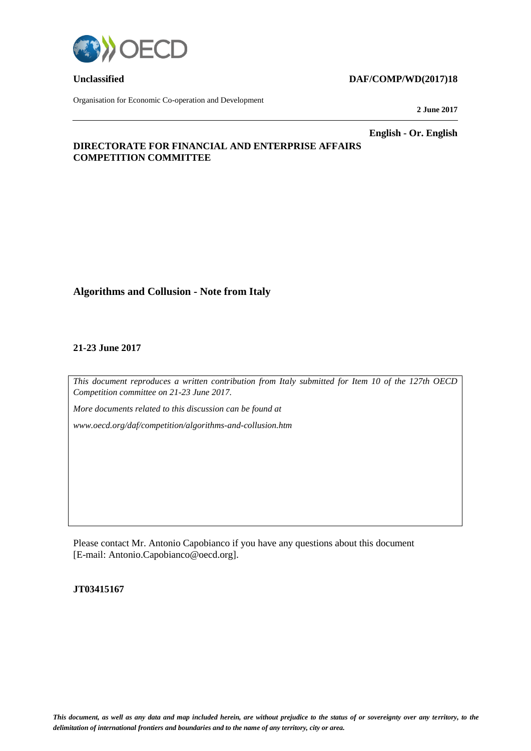**Unclassified** **DAF/COMP/WD(2017)18**

Organisation for Economic Co-operation and Development

**2 June 2017**

**English - Or. English**

**DIRECTORATE FOR FINANCIAL AND ENTERPRISE AFFAIRS**
**COMPETITION COMMITTEE**

# Algorithms and Collusion - Note from Italy

**21-23 June 2017**

*This document reproduces a written contribution from Italy submitted for Item 10 of the 127th OECD Competition committee on 21-23 June 2017.*

*More documents related to this discussion can be found at*

*www.oecd.org/daf/competition/algorithms-and-collusion.htm*

Please contact Mr. Antonio Capobianco if you have any questions about this document [E-mail: Antonio.Capobianco@oecd.org].

**JT03415167**

***This document, as well as any data and map included herein, are without prejudice to the status of or sovereignty over any territory, to the delimitation of international frontiers and boundaries and to the name of any territory, city or area.***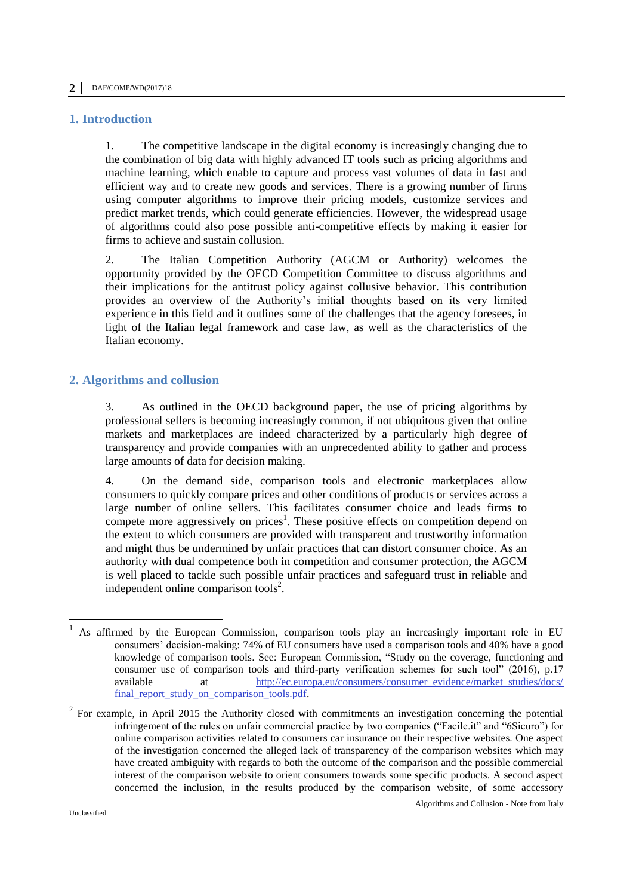## 1. Introduction

1. The competitive landscape in the digital economy is increasingly changing due to the combination of big data with highly advanced IT tools such as pricing algorithms and machine learning, which enable to capture and process vast volumes of data in fast and efficient way and to create new goods and services. There is a growing number of firms using computer algorithms to improve their pricing models, customize services and predict market trends, which could generate efficiencies. However, the widespread usage of algorithms could also pose possible anti-competitive effects by making it easier for firms to achieve and sustain collusion.

2. The Italian Competition Authority (AGCM or Authority) welcomes the opportunity provided by the OECD Competition Committee to discuss algorithms and their implications for the antitrust policy against collusive behavior. This contribution provides an overview of the Authority's initial thoughts based on its very limited experience in this field and it outlines some of the challenges that the agency foresees, in light of the Italian legal framework and case law, as well as the characteristics of the Italian economy.

## 2. Algorithms and collusion

3. As outlined in the OECD background paper, the use of pricing algorithms by professional sellers is becoming increasingly common, if not ubiquitous given that online markets and marketplaces are indeed characterized by a particularly high degree of transparency and provide companies with an unprecedented ability to gather and process large amounts of data for decision making.

4. On the demand side, comparison tools and electronic marketplaces allow consumers to quickly compare prices and other conditions of products or services across a large number of online sellers. This facilitates consumer choice and leads firms to compete more aggressively on prices[1]. These positive effects on competition depend on the extent to which consumers are provided with transparent and trustworthy information and might thus be undermined by unfair practices that can distort consumer choice. As an authority with dual competence both in competition and consumer protection, the AGCM is well placed to tackle such possible unfair practices and safeguard trust in reliable and independent online comparison tools[2].

---

[1] As affirmed by the European Commission, comparison tools play an increasingly important role in EU consumers' decision-making: 74% of EU consumers have used a comparison tools and 40% have a good knowledge of comparison tools. See: European Commission, "Study on the coverage, functioning and consumer use of comparison tools and third-party verification schemes for such tool" (2016), p.17 available at http://ec.europa.eu/consumers/consumer_evidence/market_studies/docs/final_report_study_on_comparison_tools.pdf.

[2] For example, in April 2015 the Authority closed with commitments an investigation concerning the potential infringement of the rules on unfair commercial practice by two companies ("Facile.it" and "6Sicuro") for online comparison activities related to consumers car insurance on their respective websites. One aspect of the investigation concerned the alleged lack of transparency of the comparison websites which may have created ambiguity with regards to both the outcome of the comparison and the possible commercial interest of the comparison website to orient consumers towards some specific products. A second aspect concerned the inclusion, in the results produced by the comparison website, of some accessory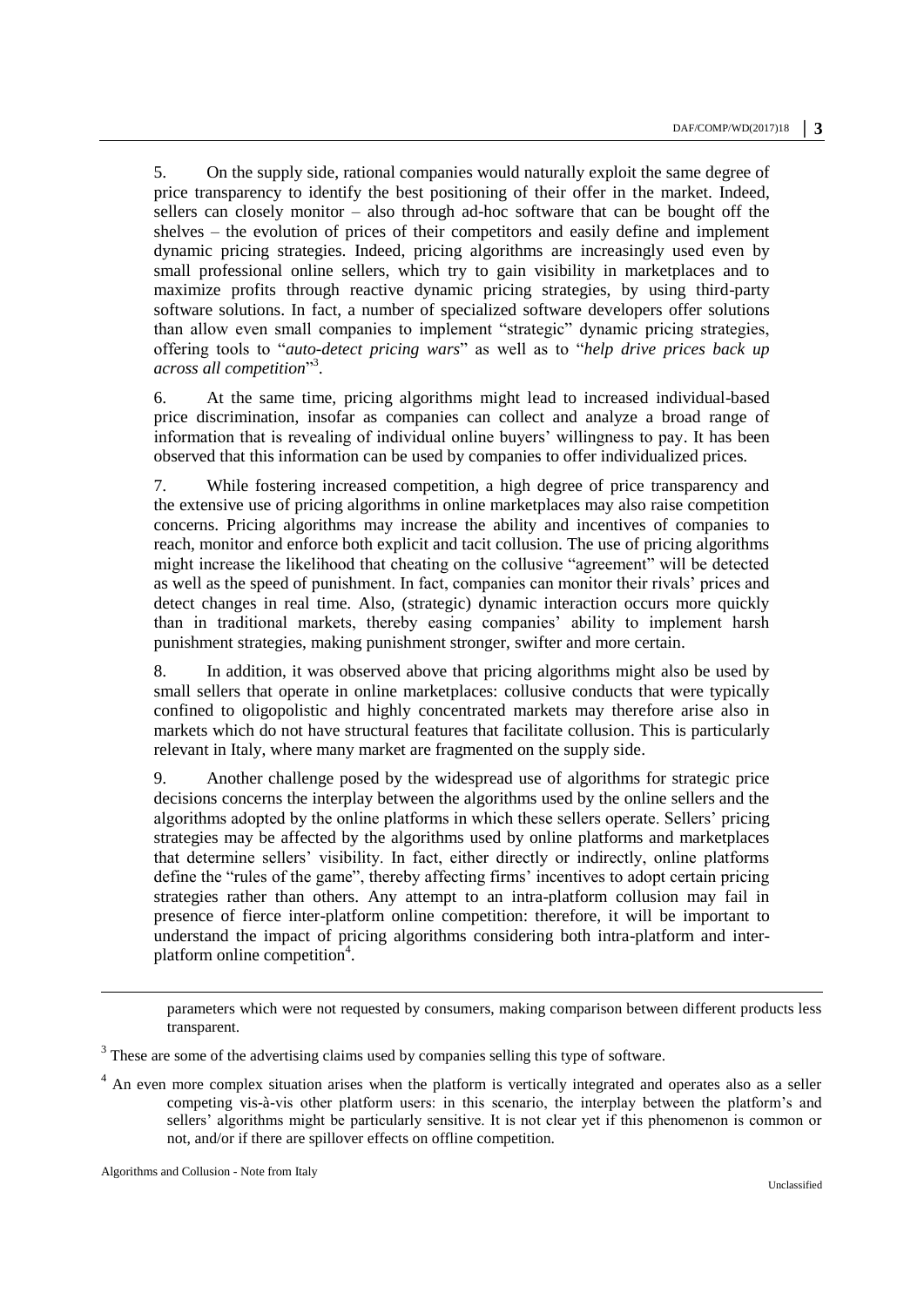5. On the supply side, rational companies would naturally exploit the same degree of price transparency to identify the best positioning of their offer in the market. Indeed, sellers can closely monitor – also through ad-hoc software that can be bought off the shelves – the evolution of prices of their competitors and easily define and implement dynamic pricing strategies. Indeed, pricing algorithms are increasingly used even by small professional online sellers, which try to gain visibility in marketplaces and to maximize profits through reactive dynamic pricing strategies, by using third-party software solutions. In fact, a number of specialized software developers offer solutions than allow even small companies to implement "strategic" dynamic pricing strategies, offering tools to "*auto-detect pricing wars*" as well as to "*help drive prices back up across all competition*"[3].

6. At the same time, pricing algorithms might lead to increased individual-based price discrimination, insofar as companies can collect and analyze a broad range of information that is revealing of individual online buyers' willingness to pay. It has been observed that this information can be used by companies to offer individualized prices.

7. While fostering increased competition, a high degree of price transparency and the extensive use of pricing algorithms in online marketplaces may also raise competition concerns. Pricing algorithms may increase the ability and incentives of companies to reach, monitor and enforce both explicit and tacit collusion. The use of pricing algorithms might increase the likelihood that cheating on the collusive "agreement" will be detected as well as the speed of punishment. In fact, companies can monitor their rivals' prices and detect changes in real time. Also, (strategic) dynamic interaction occurs more quickly than in traditional markets, thereby easing companies' ability to implement harsh punishment strategies, making punishment stronger, swifter and more certain.

8. In addition, it was observed above that pricing algorithms might also be used by small sellers that operate in online marketplaces: collusive conducts that were typically confined to oligopolistic and highly concentrated markets may therefore arise also in markets which do not have structural features that facilitate collusion. This is particularly relevant in Italy, where many market are fragmented on the supply side.

9. Another challenge posed by the widespread use of algorithms for strategic price decisions concerns the interplay between the algorithms used by the online sellers and the algorithms adopted by the online platforms in which these sellers operate. Sellers' pricing strategies may be affected by the algorithms used by online platforms and marketplaces that determine sellers' visibility. In fact, either directly or indirectly, online platforms define the "rules of the game", thereby affecting firms' incentives to adopt certain pricing strategies rather than others. Any attempt to an intra-platform collusion may fail in presence of fierce inter-platform online competition: therefore, it will be important to understand the impact of pricing algorithms considering both intra-platform and inter-platform online competition[4].

parameters which were not requested by consumers, making comparison between different products less transparent.

[3] These are some of the advertising claims used by companies selling this type of software.

[4] An even more complex situation arises when the platform is vertically integrated and operates also as a seller competing vis-à-vis other platform users: in this scenario, the interplay between the platform's and sellers' algorithms might be particularly sensitive. It is not clear yet if this phenomenon is common or not, and/or if there are spillover effects on offline competition.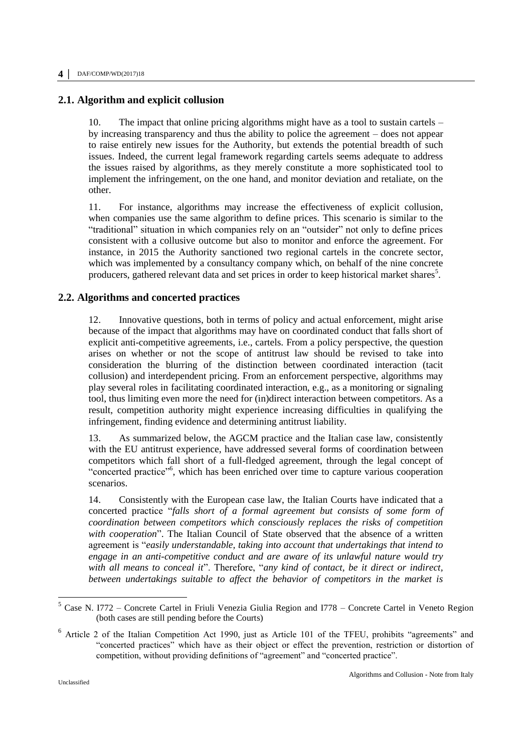## 2.1. Algorithm and explicit collusion

10. The impact that online pricing algorithms might have as a tool to sustain cartels – by increasing transparency and thus the ability to police the agreement – does not appear to raise entirely new issues for the Authority, but extends the potential breadth of such issues. Indeed, the current legal framework regarding cartels seems adequate to address the issues raised by algorithms, as they merely constitute a more sophisticated tool to implement the infringement, on the one hand, and monitor deviation and retaliate, on the other.

11. For instance, algorithms may increase the effectiveness of explicit collusion, when companies use the same algorithm to define prices. This scenario is similar to the "traditional" situation in which companies rely on an "outsider" not only to define prices consistent with a collusive outcome but also to monitor and enforce the agreement. For instance, in 2015 the Authority sanctioned two regional cartels in the concrete sector, which was implemented by a consultancy company which, on behalf of the nine concrete producers, gathered relevant data and set prices in order to keep historical market shares[5].

## 2.2. Algorithms and concerted practices

12. Innovative questions, both in terms of policy and actual enforcement, might arise because of the impact that algorithms may have on coordinated conduct that falls short of explicit anti-competitive agreements, i.e., cartels. From a policy perspective, the question arises on whether or not the scope of antitrust law should be revised to take into consideration the blurring of the distinction between coordinated interaction (tacit collusion) and interdependent pricing. From an enforcement perspective, algorithms may play several roles in facilitating coordinated interaction, e.g., as a monitoring or signaling tool, thus limiting even more the need for (in)direct interaction between competitors. As a result, competition authority might experience increasing difficulties in qualifying the infringement, finding evidence and determining antitrust liability.

13. As summarized below, the AGCM practice and the Italian case law, consistently with the EU antitrust experience, have addressed several forms of coordination between competitors which fall short of a full-fledged agreement, through the legal concept of "concerted practice"[6], which has been enriched over time to capture various cooperation scenarios.

14. Consistently with the European case law, the Italian Courts have indicated that a concerted practice "*falls short of a formal agreement but consists of some form of coordination between competitors which consciously replaces the risks of competition with cooperation*". The Italian Council of State observed that the absence of a written agreement is "*easily understandable, taking into account that undertakings that intend to engage in an anti-competitive conduct and are aware of its unlawful nature would try with all means to conceal it*". Therefore, "*any kind of contact, be it direct or indirect, between undertakings suitable to affect the behavior of competitors in the market is*

---

[5] Case N. I772 – Concrete Cartel in Friuli Venezia Giulia Region and I778 – Concrete Cartel in Veneto Region (both cases are still pending before the Courts)

[6] Article 2 of the Italian Competition Act 1990, just as Article 101 of the TFEU, prohibits "agreements" and "concerted practices" which have as their object or effect the prevention, restriction or distortion of competition, without providing definitions of "agreement" and "concerted practice".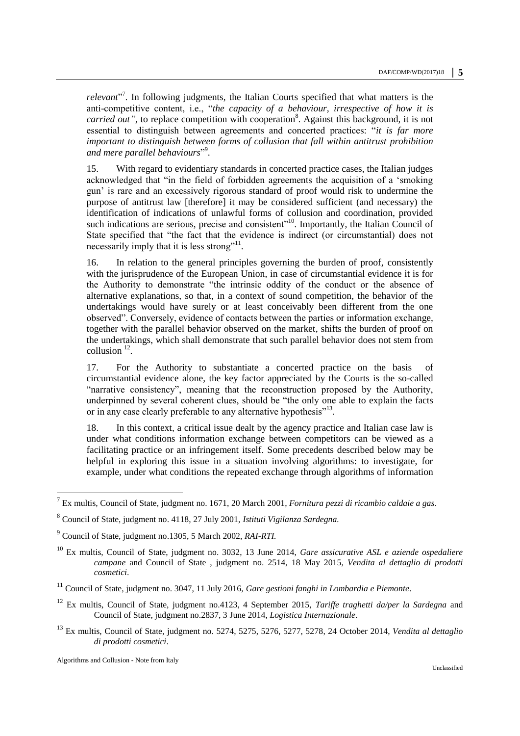*relevant*"[7]. In following judgments, the Italian Courts specified that what matters is the anti-competitive content, i.e., "*the capacity of a behaviour, irrespective of how it is carried out"*, to replace competition with cooperation[8]. Against this background, it is not essential to distinguish between agreements and concerted practices: "*it is far more important to distinguish between forms of collusion that fall within antitrust prohibition and mere parallel behaviours*"[9].

15. With regard to evidentiary standards in concerted practice cases, the Italian judges acknowledged that "in the field of forbidden agreements the acquisition of a 'smoking gun' is rare and an excessively rigorous standard of proof would risk to undermine the purpose of antitrust law [therefore] it may be considered sufficient (and necessary) the identification of indications of unlawful forms of collusion and coordination, provided such indications are serious, precise and consistent"[10]. Importantly, the Italian Council of State specified that "the fact that the evidence is indirect (or circumstantial) does not necessarily imply that it is less strong"[11].

16. In relation to the general principles governing the burden of proof, consistently with the jurisprudence of the European Union, in case of circumstantial evidence it is for the Authority to demonstrate "the intrinsic oddity of the conduct or the absence of alternative explanations, so that, in a context of sound competition, the behavior of the undertakings would have surely or at least conceivably been different from the one observed". Conversely, evidence of contacts between the parties or information exchange, together with the parallel behavior observed on the market, shifts the burden of proof on the undertakings, which shall demonstrate that such parallel behavior does not stem from collusion [12].

17. For the Authority to substantiate a concerted practice on the basis of circumstantial evidence alone, the key factor appreciated by the Courts is the so-called "narrative consistency", meaning that the reconstruction proposed by the Authority, underpinned by several coherent clues, should be "the only one able to explain the facts or in any case clearly preferable to any alternative hypothesis"[13].

18. In this context, a critical issue dealt by the agency practice and Italian case law is under what conditions information exchange between competitors can be viewed as a facilitating practice or an infringement itself. Some precedents described below may be helpful in exploring this issue in a situation involving algorithms: to investigate, for example, under what conditions the repeated exchange through algorithms of information

---

[7] Ex multis, Council of State, judgment no. 1671, 20 March 2001, *Fornitura pezzi di ricambio caldaie a gas*.

[8] Council of State, judgment no. 4118, 27 July 2001, *Istituti Vigilanza Sardegna.*

[9] Council of State, judgment no.1305, 5 March 2002, *RAI-RTI.*

[10] Ex multis, Council of State, judgment no. 3032, 13 June 2014, *Gare assicurative ASL e aziende ospedaliere campane* and Council of State , judgment no. 2514, 18 May 2015, *Vendita al dettaglio di prodotti cosmetici*.

[11] Council of State, judgment no. 3047, 11 July 2016, *Gare gestioni fanghi in Lombardia e Piemonte*.

[12] Ex multis, Council of State, judgment no.4123, 4 September 2015, *Tariffe traghetti da/per la Sardegna* and Council of State, judgment no.2837, 3 June 2014, *Logistica Internazionale*.

[13] Ex multis, Council of State, judgment no. 5274, 5275, 5276, 5277, 5278, 24 October 2014, *Vendita al dettaglio di prodotti cosmetici*.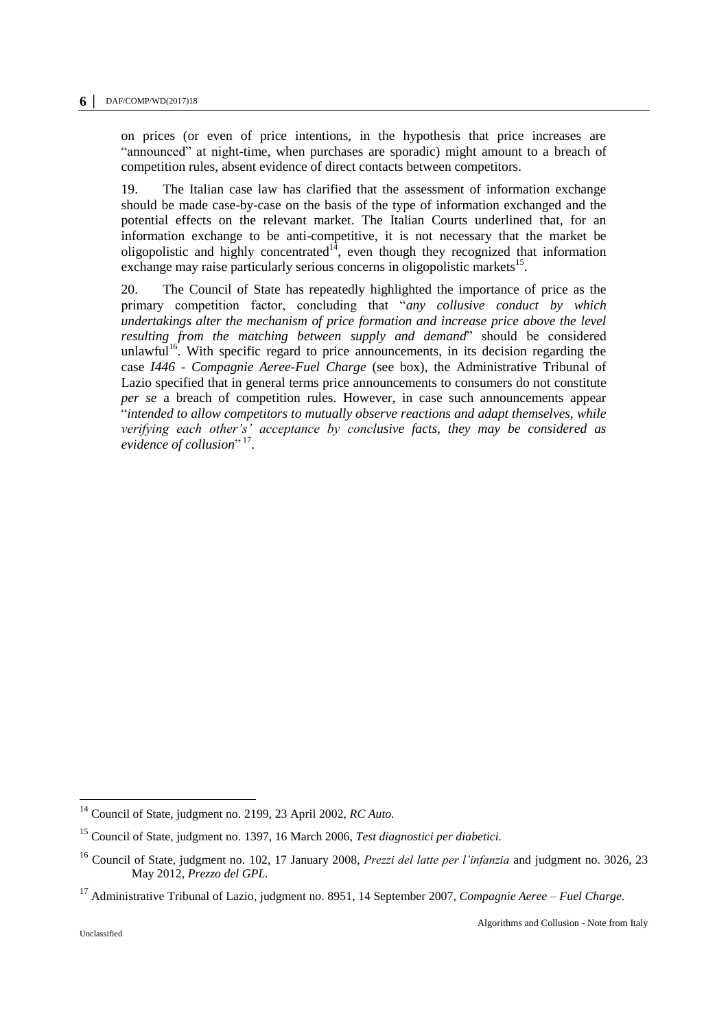on prices (or even of price intentions, in the hypothesis that price increases are "announced" at night-time, when purchases are sporadic) might amount to a breach of competition rules, absent evidence of direct contacts between competitors.

19. The Italian case law has clarified that the assessment of information exchange should be made case-by-case on the basis of the type of information exchanged and the potential effects on the relevant market. The Italian Courts underlined that, for an information exchange to be anti-competitive, it is not necessary that the market be oligopolistic and highly concentrated[14], even though they recognized that information exchange may raise particularly serious concerns in oligopolistic markets[15].

20. The Council of State has repeatedly highlighted the importance of price as the primary competition factor, concluding that "*any collusive conduct by which undertakings alter the mechanism of price formation and increase price above the level resulting from the matching between supply and demand*" should be considered unlawful[16]. With specific regard to price announcements, in its decision regarding the case *I446 - Compagnie Aeree-Fuel Charge* (see box), the Administrative Tribunal of Lazio specified that in general terms price announcements to consumers do not constitute *per se* a breach of competition rules. However, in case such announcements appear "*intended to allow competitors to mutually observe reactions and adapt themselves, while verifying each other's' acceptance by conclusive facts, they may be considered as evidence of collusion*"[17].

---

[14] Council of State, judgment no. 2199, 23 April 2002, *RC Auto.*

[15] Council of State, judgment no. 1397, 16 March 2006, *Test diagnostici per diabetici.*

[16] Council of State, judgment no. 102, 17 January 2008, *Prezzi del latte per l'infanzia* and judgment no. 3026, 23 May 2012, *Prezzo del GPL.*

[17] Administrative Tribunal of Lazio, judgment no. 8951, 14 September 2007, *Compagnie Aeree – Fuel Charge.*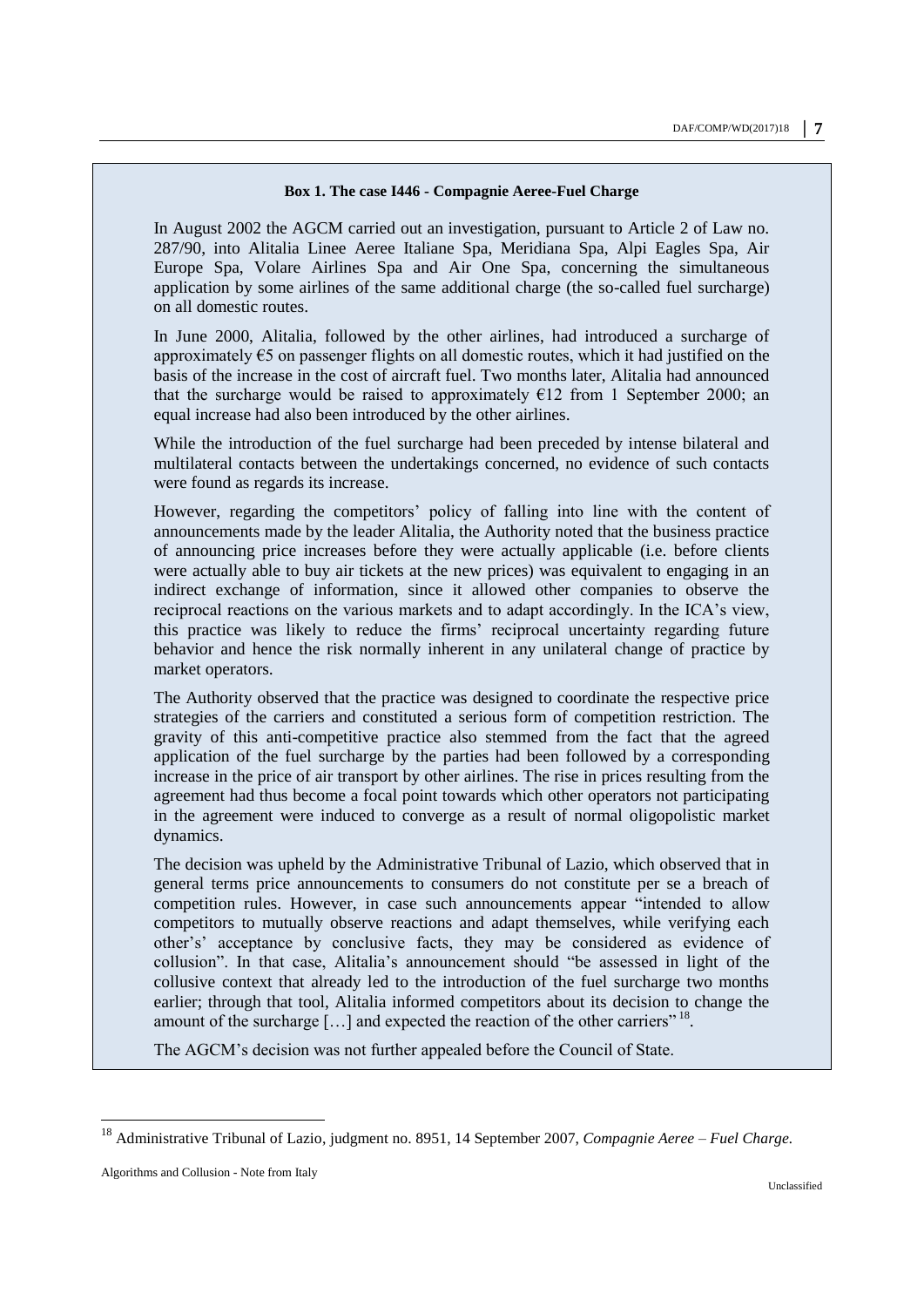**Box 1. The case I446 - Compagnie Aeree-Fuel Charge**

In August 2002 the AGCM carried out an investigation, pursuant to Article 2 of Law no. 287/90, into Alitalia Linee Aeree Italiane Spa, Meridiana Spa, Alpi Eagles Spa, Air Europe Spa, Volare Airlines Spa and Air One Spa, concerning the simultaneous application by some airlines of the same additional charge (the so-called fuel surcharge) on all domestic routes.

In June 2000, Alitalia, followed by the other airlines, had introduced a surcharge of approximately €5 on passenger flights on all domestic routes, which it had justified on the basis of the increase in the cost of aircraft fuel. Two months later, Alitalia had announced that the surcharge would be raised to approximately €12 from 1 September 2000; an equal increase had also been introduced by the other airlines.

While the introduction of the fuel surcharge had been preceded by intense bilateral and multilateral contacts between the undertakings concerned, no evidence of such contacts were found as regards its increase.

However, regarding the competitors' policy of falling into line with the content of announcements made by the leader Alitalia, the Authority noted that the business practice of announcing price increases before they were actually applicable (i.e. before clients were actually able to buy air tickets at the new prices) was equivalent to engaging in an indirect exchange of information, since it allowed other companies to observe the reciprocal reactions on the various markets and to adapt accordingly. In the ICA's view, this practice was likely to reduce the firms' reciprocal uncertainty regarding future behavior and hence the risk normally inherent in any unilateral change of practice by market operators.

The Authority observed that the practice was designed to coordinate the respective price strategies of the carriers and constituted a serious form of competition restriction. The gravity of this anti-competitive practice also stemmed from the fact that the agreed application of the fuel surcharge by the parties had been followed by a corresponding increase in the price of air transport by other airlines. The rise in prices resulting from the agreement had thus become a focal point towards which other operators not participating in the agreement were induced to converge as a result of normal oligopolistic market dynamics.

The decision was upheld by the Administrative Tribunal of Lazio, which observed that in general terms price announcements to consumers do not constitute per se a breach of competition rules. However, in case such announcements appear "intended to allow competitors to mutually observe reactions and adapt themselves, while verifying each other's' acceptance by conclusive facts, they may be considered as evidence of collusion". In that case, Alitalia's announcement should "be assessed in light of the collusive context that already led to the introduction of the fuel surcharge two months earlier; through that tool, Alitalia informed competitors about its decision to change the amount of the surcharge […] and expected the reaction of the other carriers" [18].

The AGCM's decision was not further appealed before the Council of State.

---

[18] Administrative Tribunal of Lazio, judgment no. 8951, 14 September 2007, *Compagnie Aeree – Fuel Charge.*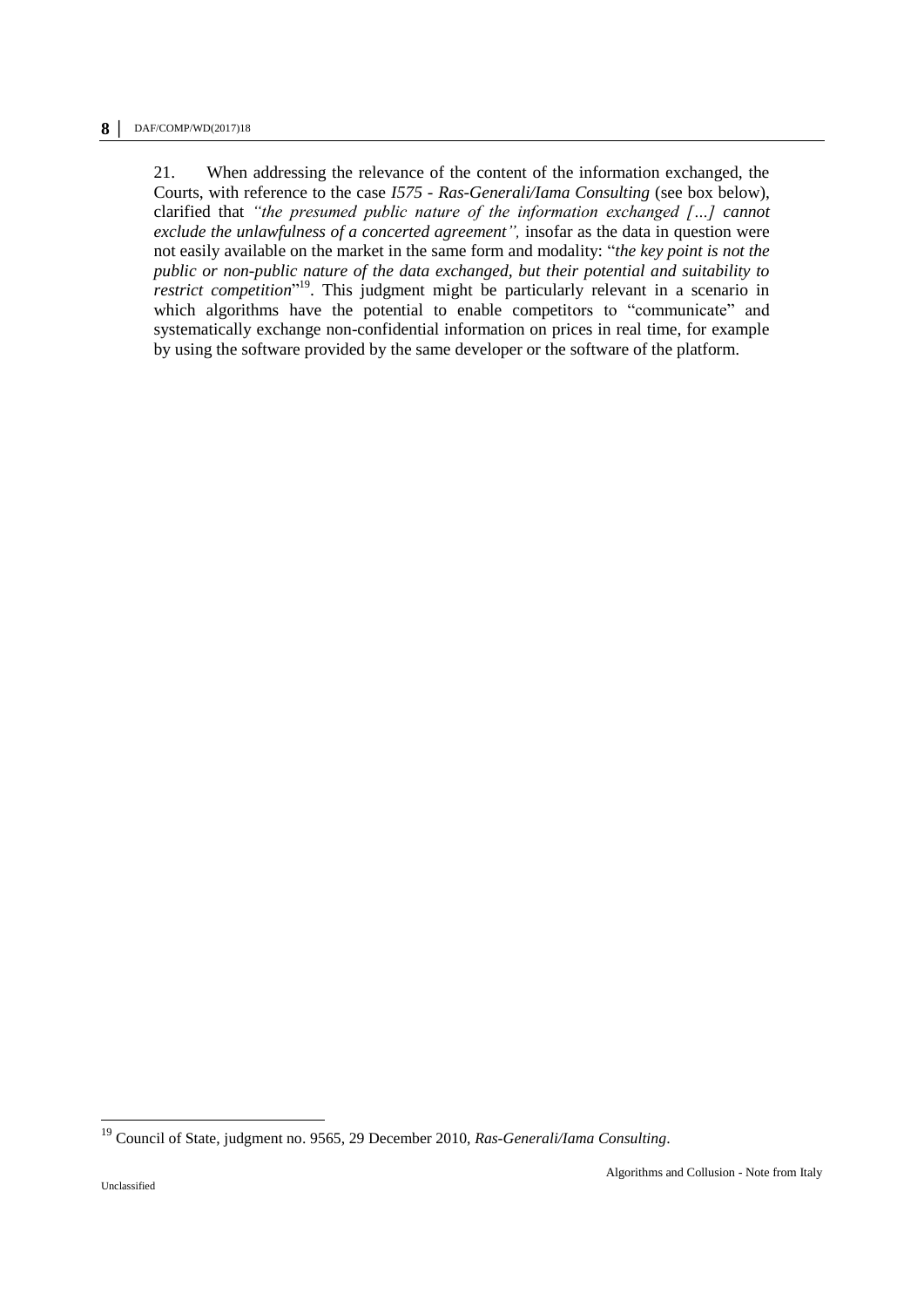21. When addressing the relevance of the content of the information exchanged, the Courts, with reference to the case *I575 - Ras-Generali/Iama Consulting* (see box below), clarified that *"the presumed public nature of the information exchanged […] cannot exclude the unlawfulness of a concerted agreement",* insofar as the data in question were not easily available on the market in the same form and modality: "*the key point is not the public or non-public nature of the data exchanged, but their potential and suitability to restrict competition*"[19]. This judgment might be particularly relevant in a scenario in which algorithms have the potential to enable competitors to "communicate" and systematically exchange non-confidential information on prices in real time, for example by using the software provided by the same developer or the software of the platform.

[19] Council of State, judgment no. 9565, 29 December 2010, *Ras-Generali/Iama Consulting*.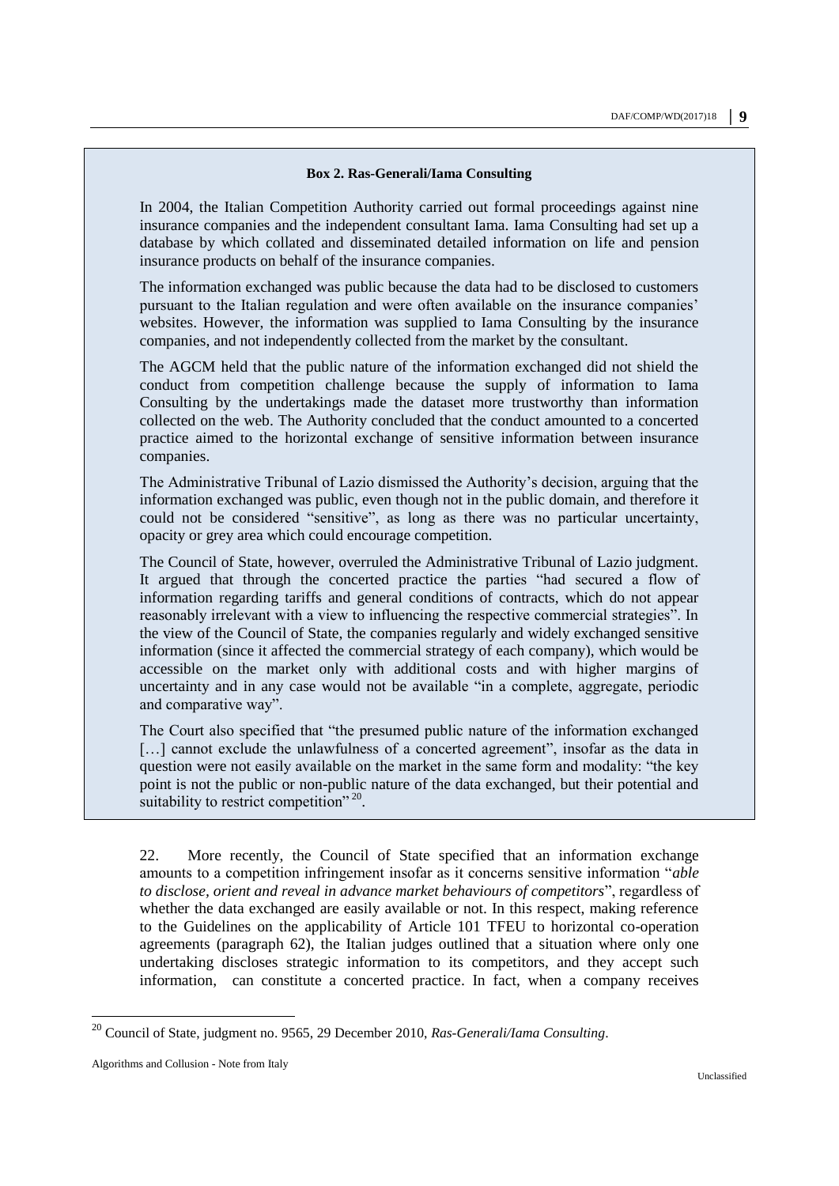**Box 2. Ras-Generali/Iama Consulting**

In 2004, the Italian Competition Authority carried out formal proceedings against nine insurance companies and the independent consultant Iama. Iama Consulting had set up a database by which collated and disseminated detailed information on life and pension insurance products on behalf of the insurance companies.

The information exchanged was public because the data had to be disclosed to customers pursuant to the Italian regulation and were often available on the insurance companies' websites. However, the information was supplied to Iama Consulting by the insurance companies, and not independently collected from the market by the consultant.

The AGCM held that the public nature of the information exchanged did not shield the conduct from competition challenge because the supply of information to Iama Consulting by the undertakings made the dataset more trustworthy than information collected on the web. The Authority concluded that the conduct amounted to a concerted practice aimed to the horizontal exchange of sensitive information between insurance companies.

The Administrative Tribunal of Lazio dismissed the Authority's decision, arguing that the information exchanged was public, even though not in the public domain, and therefore it could not be considered "sensitive", as long as there was no particular uncertainty, opacity or grey area which could encourage competition.

The Council of State, however, overruled the Administrative Tribunal of Lazio judgment. It argued that through the concerted practice the parties "had secured a flow of information regarding tariffs and general conditions of contracts, which do not appear reasonably irrelevant with a view to influencing the respective commercial strategies". In the view of the Council of State, the companies regularly and widely exchanged sensitive information (since it affected the commercial strategy of each company), which would be accessible on the market only with additional costs and with higher margins of uncertainty and in any case would not be available "in a complete, aggregate, periodic and comparative way".

The Court also specified that "the presumed public nature of the information exchanged […] cannot exclude the unlawfulness of a concerted agreement", insofar as the data in question were not easily available on the market in the same form and modality: "the key point is not the public or non-public nature of the data exchanged, but their potential and suitability to restrict competition"[20].

22. More recently, the Council of State specified that an information exchange amounts to a competition infringement insofar as it concerns sensitive information "*able to disclose, orient and reveal in advance market behaviours of competitors*", regardless of whether the data exchanged are easily available or not. In this respect, making reference to the Guidelines on the applicability of Article 101 TFEU to horizontal co-operation agreements (paragraph 62), the Italian judges outlined that a situation where only one undertaking discloses strategic information to its competitors, and they accept such information, can constitute a concerted practice. In fact, when a company receives

[20] Council of State, judgment no. 9565, 29 December 2010, *Ras-Generali/Iama Consulting*.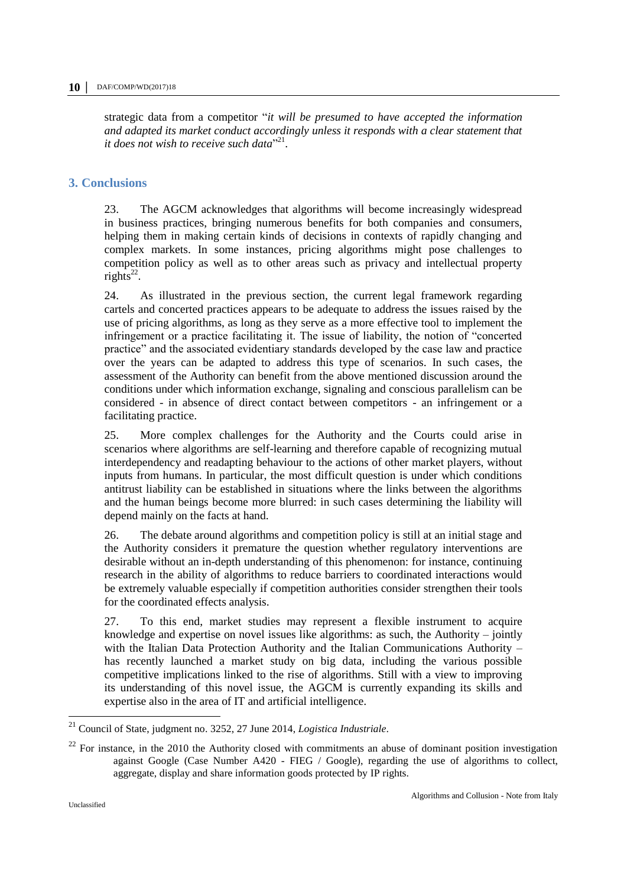strategic data from a competitor "*it will be presumed to have accepted the information and adapted its market conduct accordingly unless it responds with a clear statement that it does not wish to receive such data*"[21].

## 3. Conclusions

23. The AGCM acknowledges that algorithms will become increasingly widespread in business practices, bringing numerous benefits for both companies and consumers, helping them in making certain kinds of decisions in contexts of rapidly changing and complex markets. In some instances, pricing algorithms might pose challenges to competition policy as well as to other areas such as privacy and intellectual property rights[22].

24. As illustrated in the previous section, the current legal framework regarding cartels and concerted practices appears to be adequate to address the issues raised by the use of pricing algorithms, as long as they serve as a more effective tool to implement the infringement or a practice facilitating it. The issue of liability, the notion of "concerted practice" and the associated evidentiary standards developed by the case law and practice over the years can be adapted to address this type of scenarios. In such cases, the assessment of the Authority can benefit from the above mentioned discussion around the conditions under which information exchange, signaling and conscious parallelism can be considered - in absence of direct contact between competitors - an infringement or a facilitating practice.

25. More complex challenges for the Authority and the Courts could arise in scenarios where algorithms are self-learning and therefore capable of recognizing mutual interdependency and readapting behaviour to the actions of other market players, without inputs from humans. In particular, the most difficult question is under which conditions antitrust liability can be established in situations where the links between the algorithms and the human beings become more blurred: in such cases determining the liability will depend mainly on the facts at hand.

26. The debate around algorithms and competition policy is still at an initial stage and the Authority considers it premature the question whether regulatory interventions are desirable without an in-depth understanding of this phenomenon: for instance, continuing research in the ability of algorithms to reduce barriers to coordinated interactions would be extremely valuable especially if competition authorities consider strengthen their tools for the coordinated effects analysis.

27. To this end, market studies may represent a flexible instrument to acquire knowledge and expertise on novel issues like algorithms: as such, the Authority – jointly with the Italian Data Protection Authority and the Italian Communications Authority – has recently launched a market study on big data, including the various possible competitive implications linked to the rise of algorithms. Still with a view to improving its understanding of this novel issue, the AGCM is currently expanding its skills and expertise also in the area of IT and artificial intelligence.

---

[21] Council of State, judgment no. 3252, 27 June 2014, *Logistica Industriale*.

[22] For instance, in the 2010 the Authority closed with commitments an abuse of dominant position investigation against Google (Case Number A420 - FIEG / Google), regarding the use of algorithms to collect, aggregate, display and share information goods protected by IP rights.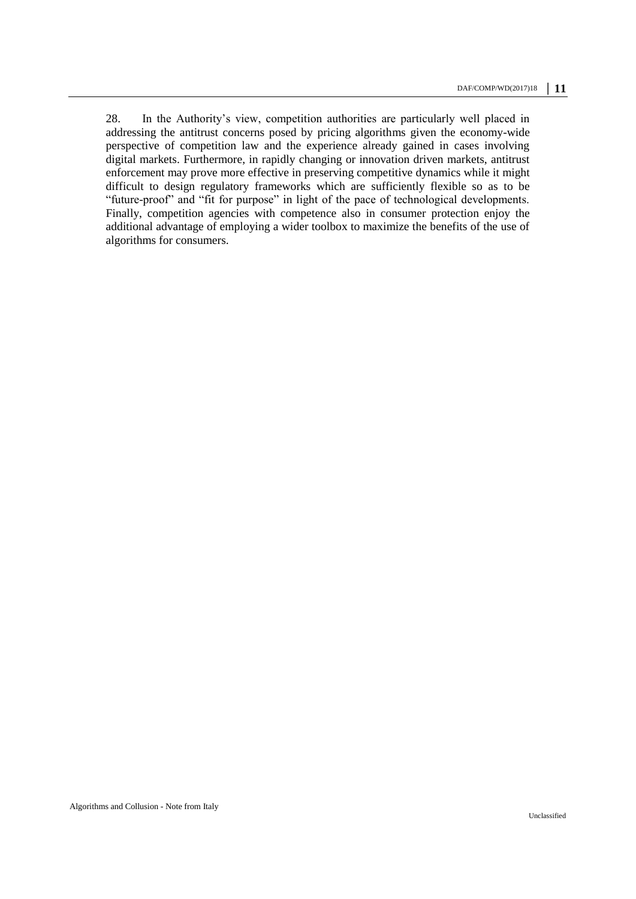28. In the Authority's view, competition authorities are particularly well placed in addressing the antitrust concerns posed by pricing algorithms given the economy-wide perspective of competition law and the experience already gained in cases involving digital markets. Furthermore, in rapidly changing or innovation driven markets, antitrust enforcement may prove more effective in preserving competitive dynamics while it might difficult to design regulatory frameworks which are sufficiently flexible so as to be "future-proof" and "fit for purpose" in light of the pace of technological developments. Finally, competition agencies with competence also in consumer protection enjoy the additional advantage of employing a wider toolbox to maximize the benefits of the use of algorithms for consumers.